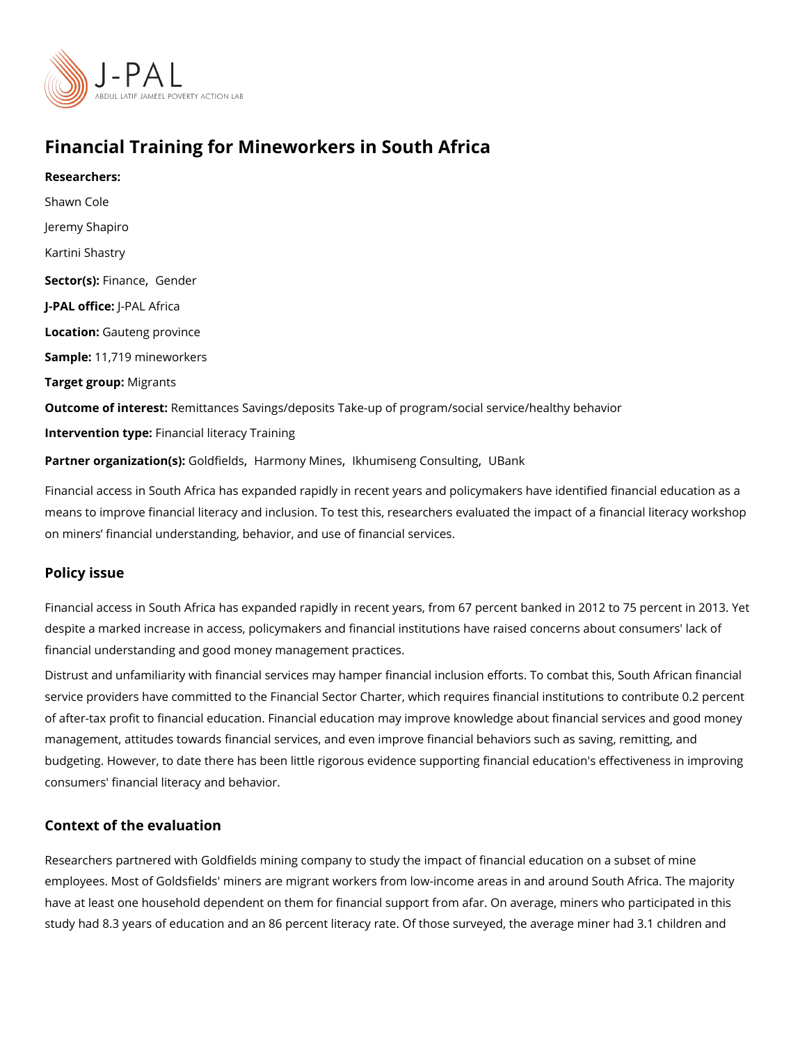# Financial Training for Mineworkers in South Africa

**Researchers:**

Shawn Cole

Jeremy Shapiro

Kartini Shastry

**Sector(s):** Finance, Gender

**J-PAL office:** J-PAL Africa

**Location:** Gauteng province

**Sample:** 11,719 mineworkers

**Target group:** Migrants

**Outcome of interest:** Remittances Savings/deposits Take-up of program/social service/healthy behavior

**Intervention type:** Financial literacy Training

**Partner organization(s):** Goldfields, Harmony Mines, Ikhumiseng Consulting, UBank

Financial access in South Africa has expanded rapidly in recent years and policymakers have identified financial education as a means to improve financial literacy and inclusion. To test this, researchers evaluated the impact of a financial literacy workshop on miners' financial understanding, behavior, and use of financial services.

## Policy issue

Financial access in South Africa has expanded rapidly in recent years, from 67 percent banked in 2012 to 75 percent in 2013. Yet despite a marked increase in access, policymakers and financial institutions have raised concerns about consumers' lack of financial understanding and good money management practices.

Distrust and unfamiliarity with financial services may hamper financial inclusion efforts. To combat this, South African financial service providers have committed to the Financial Sector Charter, which requires financial institutions to contribute 0.2 percent of after-tax profit to financial education. Financial education may improve knowledge about financial services and good money management, attitudes towards financial services, and even improve financial behaviors such as saving, remitting, and budgeting. However, to date there has been little rigorous evidence supporting financial education's effectiveness in improving consumers' financial literacy and behavior.

## Context of the evaluation

Researchers partnered with Goldfields mining company to study the impact of financial education on a subset of mine employees. Most of Goldsfields' miners are migrant workers from low-income areas in and around South Africa. The majority have at least one household dependent on them for financial support from afar. On average, miners who participated in this study had 8.3 years of education and an 86 percent literacy rate. Of those surveyed, the average miner had 3.1 children and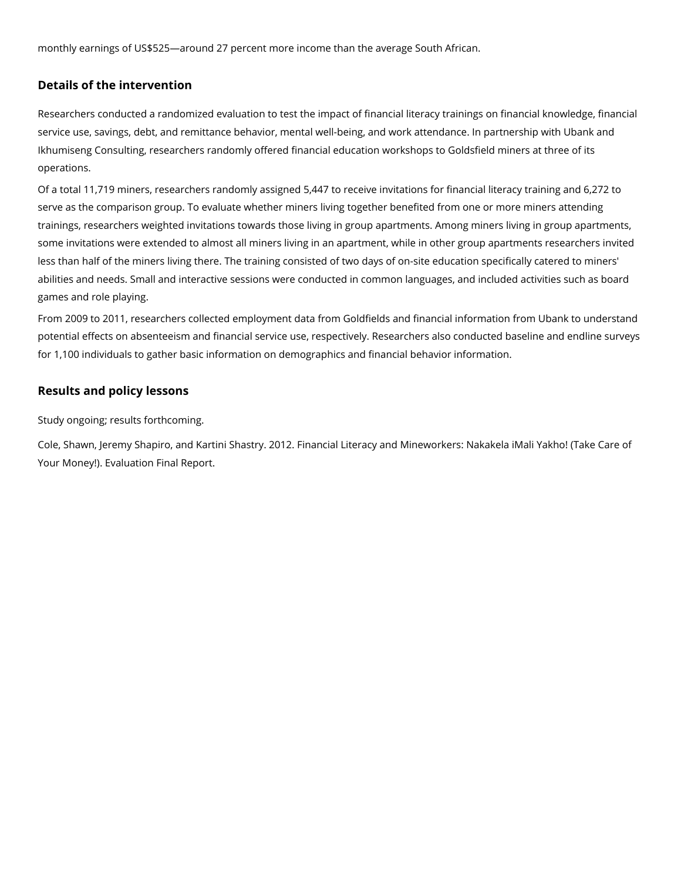monthly earnings of US$525—around 27 percent more income than the average South African.

## Details of the intervention

Researchers conducted a randomized evaluation to test the impact of financial literacy trainings on financial knowledge, financial service use, savings, debt, and remittance behavior, mental well-being, and work attendance. In partnership with Ubank and Ikhumiseng Consulting, researchers randomly offered financial education workshops to Goldsfield miners at three of its operations.

Of a total 11,719 miners, researchers randomly assigned 5,447 to receive invitations for financial literacy training and 6,272 to serve as the comparison group. To evaluate whether miners living together benefited from one or more miners attending trainings, researchers weighted invitations towards those living in group apartments. Among miners living in group apartments, some invitations were extended to almost all miners living in an apartment, while in other group apartments researchers invited less than half of the miners living there. The training consisted of two days of on-site education specifically catered to miners' abilities and needs. Small and interactive sessions were conducted in common languages, and included activities such as board games and role playing.

From 2009 to 2011, researchers collected employment data from Goldfields and financial information from Ubank to understand potential effects on absenteeism and financial service use, respectively. Researchers also conducted baseline and endline surveys for 1,100 individuals to gather basic information on demographics and financial behavior information.

## Results and policy lessons

Study ongoing; results forthcoming.

Cole, Shawn, Jeremy Shapiro, and Kartini Shastry. 2012. Financial Literacy and Mineworkers: Nakakela iMali Yakho! (Take Care of Your Money!). Evaluation Final Report.